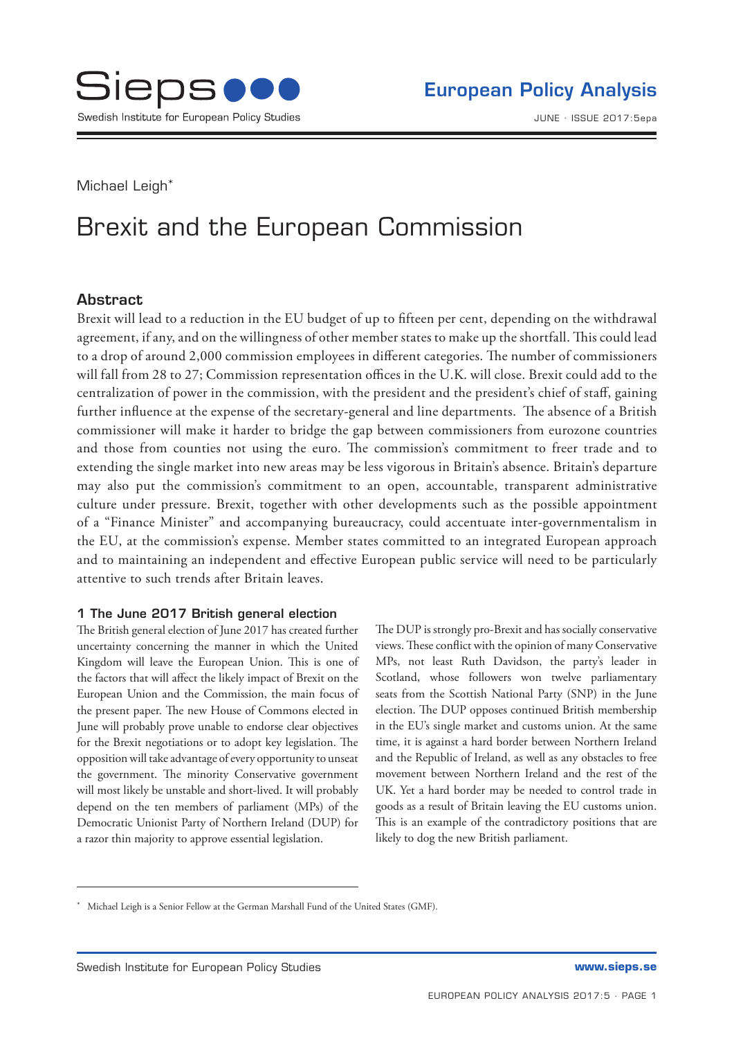Sieps

Swedish Institute for European Policy Studies

**European Policy Analysis**

JUNE · ISSUE 2017:5epa

Michael Leigh*

# Brexit and the European Commission

## Abstract

Brexit will lead to a reduction in the EU budget of up to fifteen per cent, depending on the withdrawal agreement, if any, and on the willingness of other member states to make up the shortfall. This could lead to a drop of around 2,000 commission employees in different categories. The number of commissioners will fall from 28 to 27; Commission representation offices in the U.K. will close. Brexit could add to the centralization of power in the commission, with the president and the president's chief of staff, gaining further influence at the expense of the secretary-general and line departments. The absence of a British commissioner will make it harder to bridge the gap between commissioners from eurozone countries and those from counties not using the euro. The commission's commitment to freer trade and to extending the single market into new areas may be less vigorous in Britain's absence. Britain's departure may also put the commission's commitment to an open, accountable, transparent administrative culture under pressure. Brexit, together with other developments such as the possible appointment of a "Finance Minister" and accompanying bureaucracy, could accentuate inter-governmentalism in the EU, at the commission's expense. Member states committed to an integrated European approach and to maintaining an independent and effective European public service will need to be particularly attentive to such trends after Britain leaves.

### 1 The June 2017 British general election

The British general election of June 2017 has created further uncertainty concerning the manner in which the United Kingdom will leave the European Union. This is one of the factors that will affect the likely impact of Brexit on the European Union and the Commission, the main focus of the present paper. The new House of Commons elected in June will probably prove unable to endorse clear objectives for the Brexit negotiations or to adopt key legislation. The opposition will take advantage of every opportunity to unseat the government. The minority Conservative government will most likely be unstable and short-lived. It will probably depend on the ten members of parliament (MPs) of the Democratic Unionist Party of Northern Ireland (DUP) for a razor thin majority to approve essential legislation.

The DUP is strongly pro-Brexit and has socially conservative views. These conflict with the opinion of many Conservative MPs, not least Ruth Davidson, the party's leader in Scotland, whose followers won twelve parliamentary seats from the Scottish National Party (SNP) in the June election. The DUP opposes continued British membership in the EU's single market and customs union. At the same time, it is against a hard border between Northern Ireland and the Republic of Ireland, as well as any obstacles to free movement between Northern Ireland and the rest of the UK. Yet a hard border may be needed to control trade in goods as a result of Britain leaving the EU customs union. This is an example of the contradictory positions that are likely to dog the new British parliament.

* Michael Leigh is a Senior Fellow at the German Marshall Fund of the United States (GMF).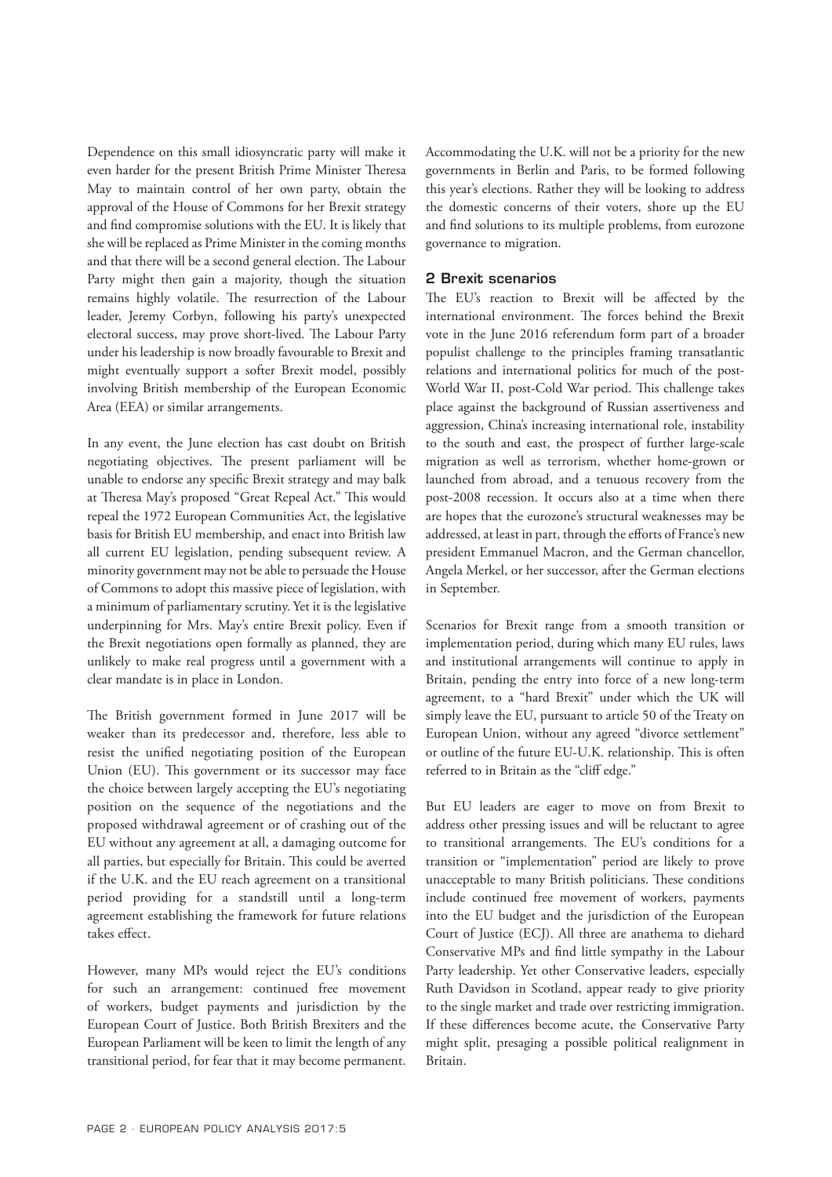Dependence on this small idiosyncratic party will make it even harder for the present British Prime Minister Theresa May to maintain control of her own party, obtain the approval of the House of Commons for her Brexit strategy and find compromise solutions with the EU. It is likely that she will be replaced as Prime Minister in the coming months and that there will be a second general election. The Labour Party might then gain a majority, though the situation remains highly volatile. The resurrection of the Labour leader, Jeremy Corbyn, following his party's unexpected electoral success, may prove short-lived. The Labour Party under his leadership is now broadly favourable to Brexit and might eventually support a softer Brexit model, possibly involving British membership of the European Economic Area (EEA) or similar arrangements.

In any event, the June election has cast doubt on British negotiating objectives. The present parliament will be unable to endorse any specific Brexit strategy and may balk at Theresa May's proposed "Great Repeal Act." This would repeal the 1972 European Communities Act, the legislative basis for British EU membership, and enact into British law all current EU legislation, pending subsequent review. A minority government may not be able to persuade the House of Commons to adopt this massive piece of legislation, with a minimum of parliamentary scrutiny. Yet it is the legislative underpinning for Mrs. May's entire Brexit policy. Even if the Brexit negotiations open formally as planned, they are unlikely to make real progress until a government with a clear mandate is in place in London.

The British government formed in June 2017 will be weaker than its predecessor and, therefore, less able to resist the unified negotiating position of the European Union (EU). This government or its successor may face the choice between largely accepting the EU's negotiating position on the sequence of the negotiations and the proposed withdrawal agreement or of crashing out of the EU without any agreement at all, a damaging outcome for all parties, but especially for Britain. This could be averted if the U.K. and the EU reach agreement on a transitional period providing for a standstill until a long-term agreement establishing the framework for future relations takes effect.

However, many MPs would reject the EU's conditions for such an arrangement: continued free movement of workers, budget payments and jurisdiction by the European Court of Justice. Both British Brexiters and the European Parliament will be keen to limit the length of any transitional period, for fear that it may become permanent. Accommodating the U.K. will not be a priority for the new governments in Berlin and Paris, to be formed following this year's elections. Rather they will be looking to address the domestic concerns of their voters, shore up the EU and find solutions to its multiple problems, from eurozone governance to migration.

## 2 Brexit scenarios

The EU's reaction to Brexit will be affected by the international environment. The forces behind the Brexit vote in the June 2016 referendum form part of a broader populist challenge to the principles framing transatlantic relations and international politics for much of the post-World War II, post-Cold War period. This challenge takes place against the background of Russian assertiveness and aggression, China's increasing international role, instability to the south and east, the prospect of further large-scale migration as well as terrorism, whether home-grown or launched from abroad, and a tenuous recovery from the post-2008 recession. It occurs also at a time when there are hopes that the eurozone's structural weaknesses may be addressed, at least in part, through the efforts of France's new president Emmanuel Macron, and the German chancellor, Angela Merkel, or her successor, after the German elections in September.

Scenarios for Brexit range from a smooth transition or implementation period, during which many EU rules, laws and institutional arrangements will continue to apply in Britain, pending the entry into force of a new long-term agreement, to a "hard Brexit" under which the UK will simply leave the EU, pursuant to article 50 of the Treaty on European Union, without any agreed "divorce settlement" or outline of the future EU-U.K. relationship. This is often referred to in Britain as the "cliff edge."

But EU leaders are eager to move on from Brexit to address other pressing issues and will be reluctant to agree to transitional arrangements. The EU's conditions for a transition or "implementation" period are likely to prove unacceptable to many British politicians. These conditions include continued free movement of workers, payments into the EU budget and the jurisdiction of the European Court of Justice (ECJ). All three are anathema to diehard Conservative MPs and find little sympathy in the Labour Party leadership. Yet other Conservative leaders, especially Ruth Davidson in Scotland, appear ready to give priority to the single market and trade over restricting immigration. If these differences become acute, the Conservative Party might split, presaging a possible political realignment in Britain.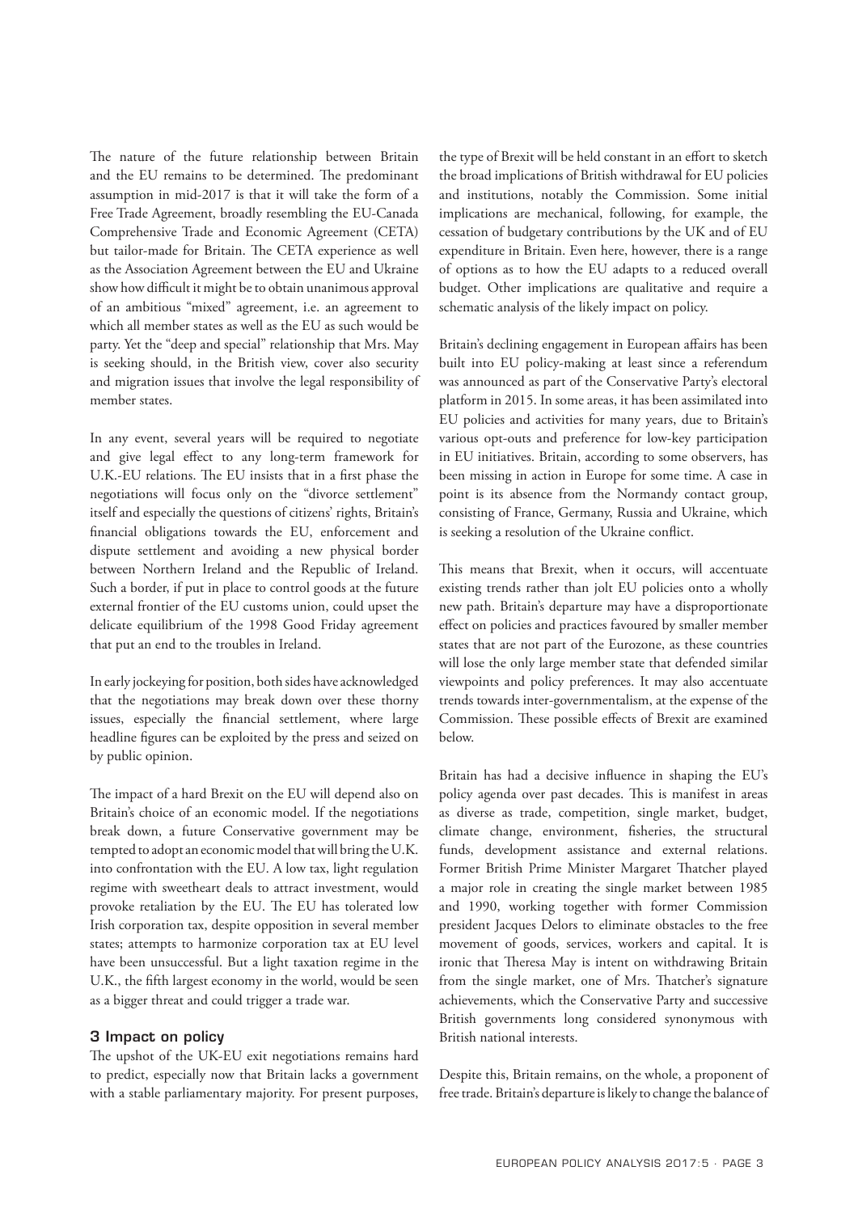The nature of the future relationship between Britain and the EU remains to be determined. The predominant assumption in mid-2017 is that it will take the form of a Free Trade Agreement, broadly resembling the EU-Canada Comprehensive Trade and Economic Agreement (CETA) but tailor-made for Britain. The CETA experience as well as the Association Agreement between the EU and Ukraine show how difficult it might be to obtain unanimous approval of an ambitious "mixed" agreement, i.e. an agreement to which all member states as well as the EU as such would be party. Yet the "deep and special" relationship that Mrs. May is seeking should, in the British view, cover also security and migration issues that involve the legal responsibility of member states.

In any event, several years will be required to negotiate and give legal effect to any long-term framework for U.K.-EU relations. The EU insists that in a first phase the negotiations will focus only on the "divorce settlement" itself and especially the questions of citizens' rights, Britain's financial obligations towards the EU, enforcement and dispute settlement and avoiding a new physical border between Northern Ireland and the Republic of Ireland. Such a border, if put in place to control goods at the future external frontier of the EU customs union, could upset the delicate equilibrium of the 1998 Good Friday agreement that put an end to the troubles in Ireland.

In early jockeying for position, both sides have acknowledged that the negotiations may break down over these thorny issues, especially the financial settlement, where large headline figures can be exploited by the press and seized on by public opinion.

The impact of a hard Brexit on the EU will depend also on Britain's choice of an economic model. If the negotiations break down, a future Conservative government may be tempted to adopt an economic model that will bring the U.K. into confrontation with the EU. A low tax, light regulation regime with sweetheart deals to attract investment, would provoke retaliation by the EU. The EU has tolerated low Irish corporation tax, despite opposition in several member states; attempts to harmonize corporation tax at EU level have been unsuccessful. But a light taxation regime in the U.K., the fifth largest economy in the world, would be seen as a bigger threat and could trigger a trade war.

## 3 Impact on policy

The upshot of the UK-EU exit negotiations remains hard to predict, especially now that Britain lacks a government with a stable parliamentary majority. For present purposes, the type of Brexit will be held constant in an effort to sketch the broad implications of British withdrawal for EU policies and institutions, notably the Commission. Some initial implications are mechanical, following, for example, the cessation of budgetary contributions by the UK and of EU expenditure in Britain. Even here, however, there is a range of options as to how the EU adapts to a reduced overall budget. Other implications are qualitative and require a schematic analysis of the likely impact on policy.

Britain's declining engagement in European affairs has been built into EU policy-making at least since a referendum was announced as part of the Conservative Party's electoral platform in 2015. In some areas, it has been assimilated into EU policies and activities for many years, due to Britain's various opt-outs and preference for low-key participation in EU initiatives. Britain, according to some observers, has been missing in action in Europe for some time. A case in point is its absence from the Normandy contact group, consisting of France, Germany, Russia and Ukraine, which is seeking a resolution of the Ukraine conflict.

This means that Brexit, when it occurs, will accentuate existing trends rather than jolt EU policies onto a wholly new path. Britain's departure may have a disproportionate effect on policies and practices favoured by smaller member states that are not part of the Eurozone, as these countries will lose the only large member state that defended similar viewpoints and policy preferences. It may also accentuate trends towards inter-governmentalism, at the expense of the Commission. These possible effects of Brexit are examined below.

Britain has had a decisive influence in shaping the EU's policy agenda over past decades. This is manifest in areas as diverse as trade, competition, single market, budget, climate change, environment, fisheries, the structural funds, development assistance and external relations. Former British Prime Minister Margaret Thatcher played a major role in creating the single market between 1985 and 1990, working together with former Commission president Jacques Delors to eliminate obstacles to the free movement of goods, services, workers and capital. It is ironic that Theresa May is intent on withdrawing Britain from the single market, one of Mrs. Thatcher's signature achievements, which the Conservative Party and successive British governments long considered synonymous with British national interests.

Despite this, Britain remains, on the whole, a proponent of free trade. Britain's departure is likely to change the balance of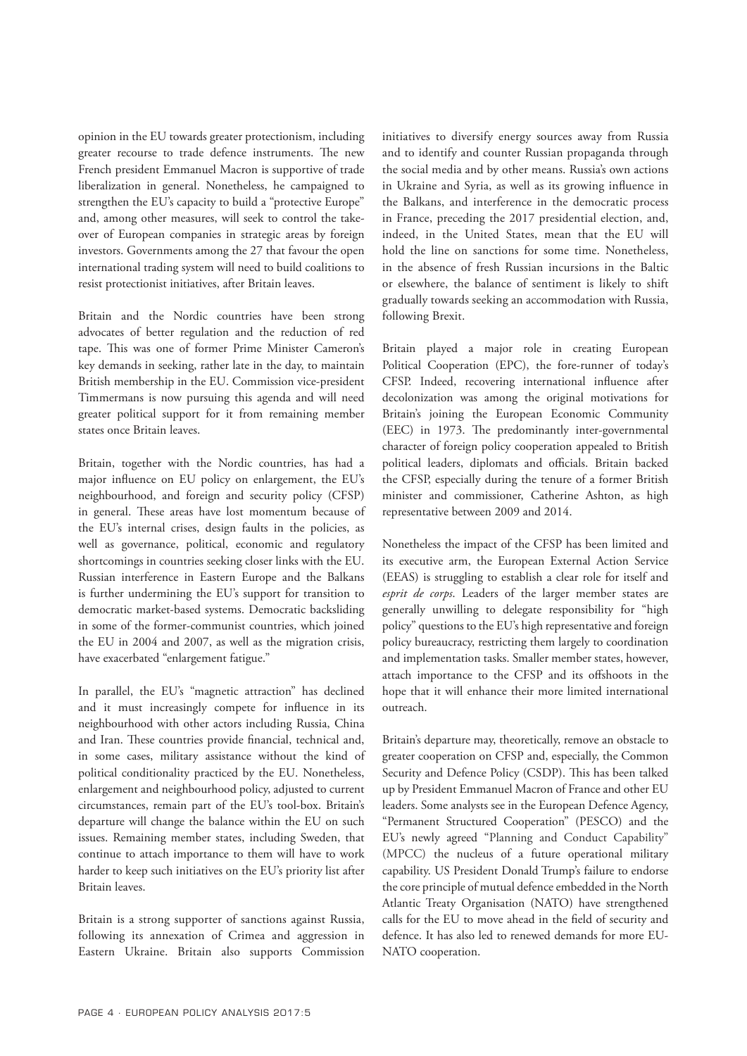opinion in the EU towards greater protectionism, including greater recourse to trade defence instruments. The new French president Emmanuel Macron is supportive of trade liberalization in general. Nonetheless, he campaigned to strengthen the EU's capacity to build a "protective Europe" and, among other measures, will seek to control the takeover of European companies in strategic areas by foreign investors. Governments among the 27 that favour the open international trading system will need to build coalitions to resist protectionist initiatives, after Britain leaves.

Britain and the Nordic countries have been strong advocates of better regulation and the reduction of red tape. This was one of former Prime Minister Cameron's key demands in seeking, rather late in the day, to maintain British membership in the EU. Commission vice-president Timmermans is now pursuing this agenda and will need greater political support for it from remaining member states once Britain leaves.

Britain, together with the Nordic countries, has had a major influence on EU policy on enlargement, the EU's neighbourhood, and foreign and security policy (CFSP) in general. These areas have lost momentum because of the EU's internal crises, design faults in the policies, as well as governance, political, economic and regulatory shortcomings in countries seeking closer links with the EU. Russian interference in Eastern Europe and the Balkans is further undermining the EU's support for transition to democratic market-based systems. Democratic backsliding in some of the former-communist countries, which joined the EU in 2004 and 2007, as well as the migration crisis, have exacerbated "enlargement fatigue."

In parallel, the EU's "magnetic attraction" has declined and it must increasingly compete for influence in its neighbourhood with other actors including Russia, China and Iran. These countries provide financial, technical and, in some cases, military assistance without the kind of political conditionality practiced by the EU. Nonetheless, enlargement and neighbourhood policy, adjusted to current circumstances, remain part of the EU's tool-box. Britain's departure will change the balance within the EU on such issues. Remaining member states, including Sweden, that continue to attach importance to them will have to work harder to keep such initiatives on the EU's priority list after Britain leaves.

Britain is a strong supporter of sanctions against Russia, following its annexation of Crimea and aggression in Eastern Ukraine. Britain also supports Commission initiatives to diversify energy sources away from Russia and to identify and counter Russian propaganda through the social media and by other means. Russia's own actions in Ukraine and Syria, as well as its growing influence in the Balkans, and interference in the democratic process in France, preceding the 2017 presidential election, and, indeed, in the United States, mean that the EU will hold the line on sanctions for some time. Nonetheless, in the absence of fresh Russian incursions in the Baltic or elsewhere, the balance of sentiment is likely to shift gradually towards seeking an accommodation with Russia, following Brexit.

Britain played a major role in creating European Political Cooperation (EPC), the fore-runner of today's CFSP. Indeed, recovering international influence after decolonization was among the original motivations for Britain's joining the European Economic Community (EEC) in 1973. The predominantly inter-governmental character of foreign policy cooperation appealed to British political leaders, diplomats and officials. Britain backed the CFSP, especially during the tenure of a former British minister and commissioner, Catherine Ashton, as high representative between 2009 and 2014.

Nonetheless the impact of the CFSP has been limited and its executive arm, the European External Action Service (EEAS) is struggling to establish a clear role for itself and *esprit de corps*. Leaders of the larger member states are generally unwilling to delegate responsibility for "high policy" questions to the EU's high representative and foreign policy bureaucracy, restricting them largely to coordination and implementation tasks. Smaller member states, however, attach importance to the CFSP and its offshoots in the hope that it will enhance their more limited international outreach.

Britain's departure may, theoretically, remove an obstacle to greater cooperation on CFSP and, especially, the Common Security and Defence Policy (CSDP). This has been talked up by President Emmanuel Macron of France and other EU leaders. Some analysts see in the European Defence Agency, "Permanent Structured Cooperation" (PESCO) and the EU's newly agreed "Planning and Conduct Capability" (MPCC) the nucleus of a future operational military capability. US President Donald Trump's failure to endorse the core principle of mutual defence embedded in the North Atlantic Treaty Organisation (NATO) have strengthened calls for the EU to move ahead in the field of security and defence. It has also led to renewed demands for more EU-NATO cooperation.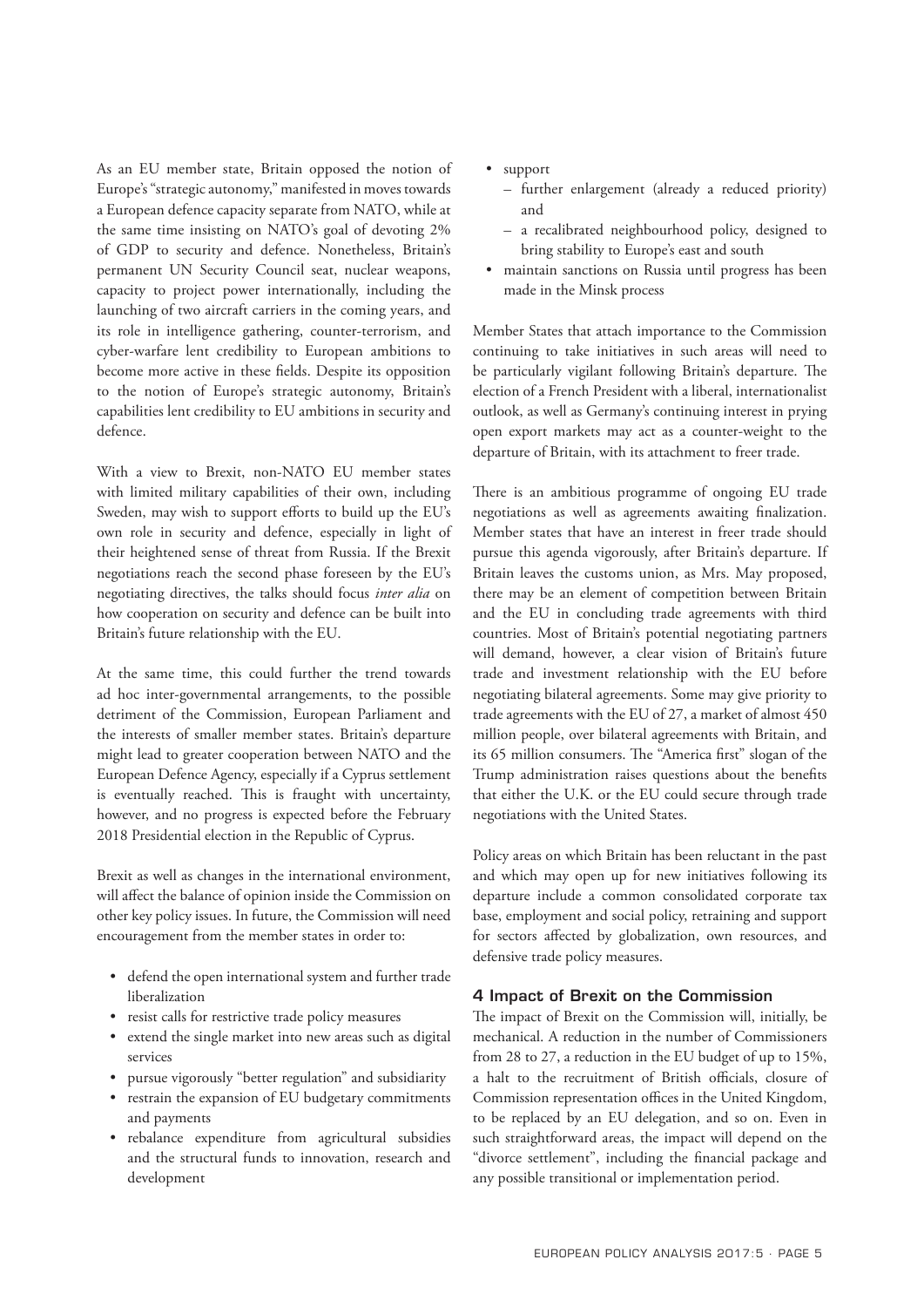As an EU member state, Britain opposed the notion of Europe's "strategic autonomy," manifested in moves towards a European defence capacity separate from NATO, while at the same time insisting on NATO's goal of devoting 2% of GDP to security and defence. Nonetheless, Britain's permanent UN Security Council seat, nuclear weapons, capacity to project power internationally, including the launching of two aircraft carriers in the coming years, and its role in intelligence gathering, counter-terrorism, and cyber-warfare lent credibility to European ambitions to become more active in these fields. Despite its opposition to the notion of Europe's strategic autonomy, Britain's capabilities lent credibility to EU ambitions in security and defence.

With a view to Brexit, non-NATO EU member states with limited military capabilities of their own, including Sweden, may wish to support efforts to build up the EU's own role in security and defence, especially in light of their heightened sense of threat from Russia. If the Brexit negotiations reach the second phase foreseen by the EU's negotiating directives, the talks should focus *inter alia* on how cooperation on security and defence can be built into Britain's future relationship with the EU.

At the same time, this could further the trend towards ad hoc inter-governmental arrangements, to the possible detriment of the Commission, European Parliament and the interests of smaller member states. Britain's departure might lead to greater cooperation between NATO and the European Defence Agency, especially if a Cyprus settlement is eventually reached. This is fraught with uncertainty, however, and no progress is expected before the February 2018 Presidential election in the Republic of Cyprus.

Brexit as well as changes in the international environment, will affect the balance of opinion inside the Commission on other key policy issues. In future, the Commission will need encouragement from the member states in order to:

- defend the open international system and further trade liberalization
- resist calls for restrictive trade policy measures
- extend the single market into new areas such as digital services
- pursue vigorously "better regulation" and subsidiarity
- restrain the expansion of EU budgetary commitments and payments
- rebalance expenditure from agricultural subsidies and the structural funds to innovation, research and development
- support
  - further enlargement (already a reduced priority) and
  - a recalibrated neighbourhood policy, designed to bring stability to Europe's east and south
- maintain sanctions on Russia until progress has been made in the Minsk process

Member States that attach importance to the Commission continuing to take initiatives in such areas will need to be particularly vigilant following Britain's departure. The election of a French President with a liberal, internationalist outlook, as well as Germany's continuing interest in prying open export markets may act as a counter-weight to the departure of Britain, with its attachment to freer trade.

There is an ambitious programme of ongoing EU trade negotiations as well as agreements awaiting finalization. Member states that have an interest in freer trade should pursue this agenda vigorously, after Britain's departure. If Britain leaves the customs union, as Mrs. May proposed, there may be an element of competition between Britain and the EU in concluding trade agreements with third countries. Most of Britain's potential negotiating partners will demand, however, a clear vision of Britain's future trade and investment relationship with the EU before negotiating bilateral agreements. Some may give priority to trade agreements with the EU of 27, a market of almost 450 million people, over bilateral agreements with Britain, and its 65 million consumers. The "America first" slogan of the Trump administration raises questions about the benefits that either the U.K. or the EU could secure through trade negotiations with the United States.

Policy areas on which Britain has been reluctant in the past and which may open up for new initiatives following its departure include a common consolidated corporate tax base, employment and social policy, retraining and support for sectors affected by globalization, own resources, and defensive trade policy measures.

## 4 Impact of Brexit on the Commission

The impact of Brexit on the Commission will, initially, be mechanical. A reduction in the number of Commissioners from 28 to 27, a reduction in the EU budget of up to 15%, a halt to the recruitment of British officials, closure of Commission representation offices in the United Kingdom, to be replaced by an EU delegation, and so on. Even in such straightforward areas, the impact will depend on the "divorce settlement", including the financial package and any possible transitional or implementation period.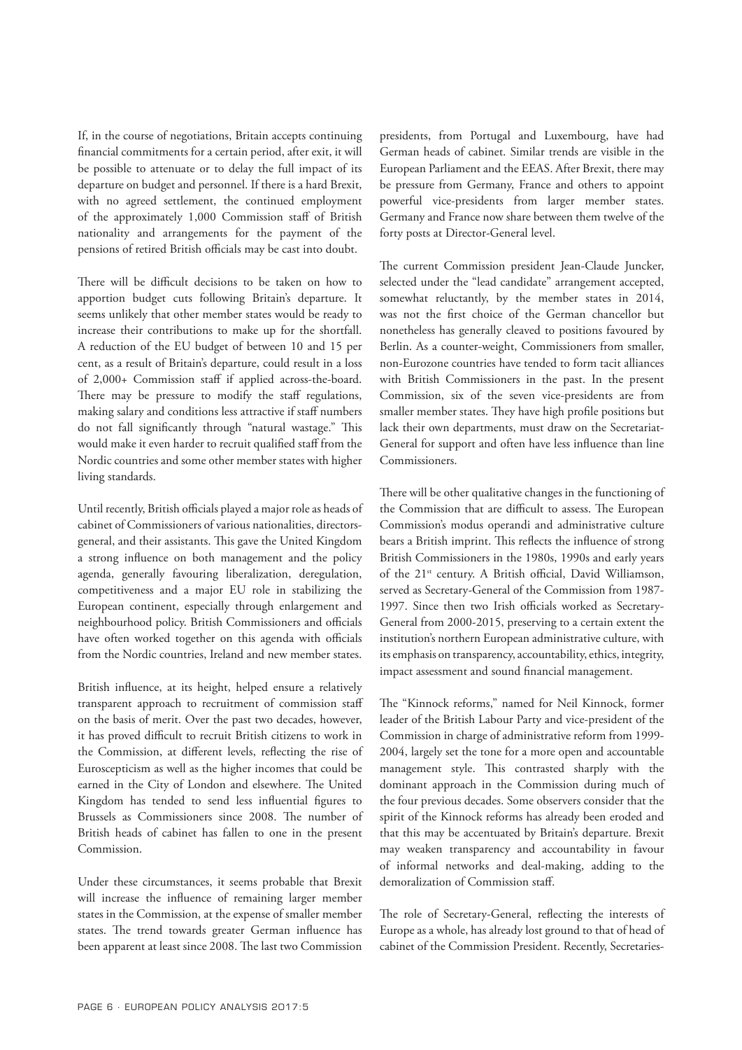If, in the course of negotiations, Britain accepts continuing financial commitments for a certain period, after exit, it will be possible to attenuate or to delay the full impact of its departure on budget and personnel. If there is a hard Brexit, with no agreed settlement, the continued employment of the approximately 1,000 Commission staff of British nationality and arrangements for the payment of the pensions of retired British officials may be cast into doubt.

There will be difficult decisions to be taken on how to apportion budget cuts following Britain's departure. It seems unlikely that other member states would be ready to increase their contributions to make up for the shortfall. A reduction of the EU budget of between 10 and 15 per cent, as a result of Britain's departure, could result in a loss of 2,000+ Commission staff if applied across-the-board. There may be pressure to modify the staff regulations, making salary and conditions less attractive if staff numbers do not fall significantly through "natural wastage." This would make it even harder to recruit qualified staff from the Nordic countries and some other member states with higher living standards.

Until recently, British officials played a major role as heads of cabinet of Commissioners of various nationalities, directors-general, and their assistants. This gave the United Kingdom a strong influence on both management and the policy agenda, generally favouring liberalization, deregulation, competitiveness and a major EU role in stabilizing the European continent, especially through enlargement and neighbourhood policy. British Commissioners and officials have often worked together on this agenda with officials from the Nordic countries, Ireland and new member states.

British influence, at its height, helped ensure a relatively transparent approach to recruitment of commission staff on the basis of merit. Over the past two decades, however, it has proved difficult to recruit British citizens to work in the Commission, at different levels, reflecting the rise of Euroscepticism as well as the higher incomes that could be earned in the City of London and elsewhere. The United Kingdom has tended to send less influential figures to Brussels as Commissioners since 2008. The number of British heads of cabinet has fallen to one in the present Commission.

Under these circumstances, it seems probable that Brexit will increase the influence of remaining larger member states in the Commission, at the expense of smaller member states. The trend towards greater German influence has been apparent at least since 2008. The last two Commission presidents, from Portugal and Luxembourg, have had German heads of cabinet. Similar trends are visible in the European Parliament and the EEAS. After Brexit, there may be pressure from Germany, France and others to appoint powerful vice-presidents from larger member states. Germany and France now share between them twelve of the forty posts at Director-General level.

The current Commission president Jean-Claude Juncker, selected under the "lead candidate" arrangement accepted, somewhat reluctantly, by the member states in 2014, was not the first choice of the German chancellor but nonetheless has generally cleaved to positions favoured by Berlin. As a counter-weight, Commissioners from smaller, non-Eurozone countries have tended to form tacit alliances with British Commissioners in the past. In the present Commission, six of the seven vice-presidents are from smaller member states. They have high profile positions but lack their own departments, must draw on the Secretariat-General for support and often have less influence than line Commissioners.

There will be other qualitative changes in the functioning of the Commission that are difficult to assess. The European Commission's modus operandi and administrative culture bears a British imprint. This reflects the influence of strong British Commissioners in the 1980s, 1990s and early years of the 21st century. A British official, David Williamson, served as Secretary-General of the Commission from 1987-1997. Since then two Irish officials worked as Secretary-General from 2000-2015, preserving to a certain extent the institution's northern European administrative culture, with its emphasis on transparency, accountability, ethics, integrity, impact assessment and sound financial management.

The "Kinnock reforms," named for Neil Kinnock, former leader of the British Labour Party and vice-president of the Commission in charge of administrative reform from 1999-2004, largely set the tone for a more open and accountable management style. This contrasted sharply with the dominant approach in the Commission during much of the four previous decades. Some observers consider that the spirit of the Kinnock reforms has already been eroded and that this may be accentuated by Britain's departure. Brexit may weaken transparency and accountability in favour of informal networks and deal-making, adding to the demoralization of Commission staff.

The role of Secretary-General, reflecting the interests of Europe as a whole, has already lost ground to that of head of cabinet of the Commission President. Recently, Secretaries-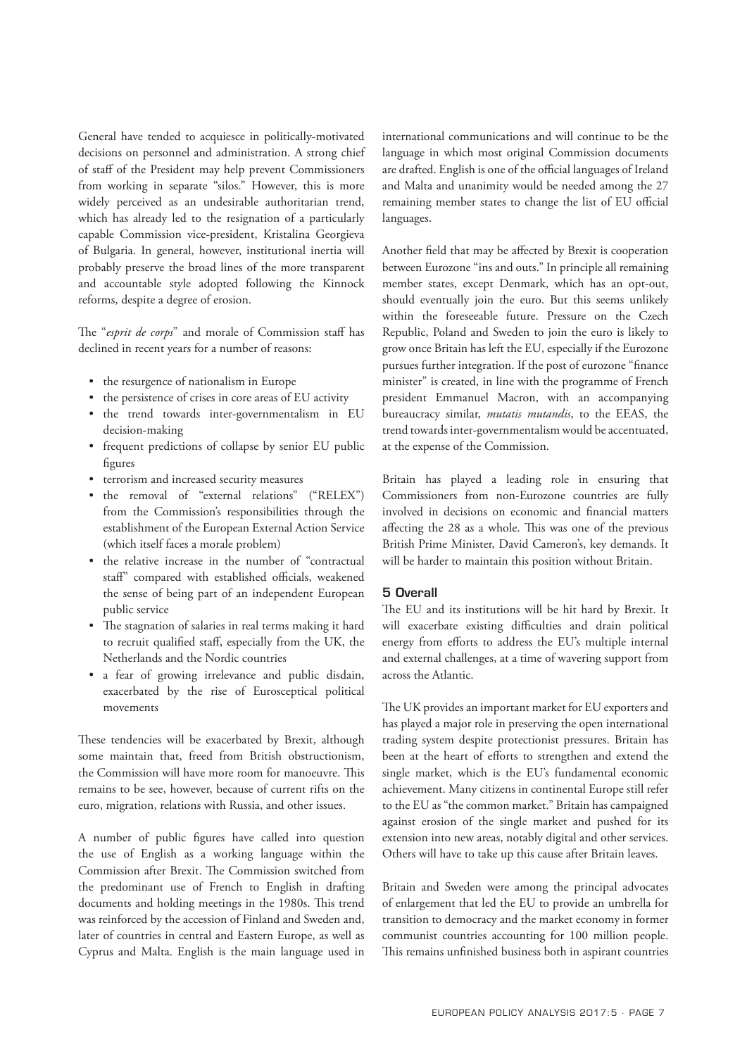General have tended to acquiesce in politically-motivated decisions on personnel and administration. A strong chief of staff of the President may help prevent Commissioners from working in separate "silos." However, this is more widely perceived as an undesirable authoritarian trend, which has already led to the resignation of a particularly capable Commission vice-president, Kristalina Georgieva of Bulgaria. In general, however, institutional inertia will probably preserve the broad lines of the more transparent and accountable style adopted following the Kinnock reforms, despite a degree of erosion.

The "*esprit de corps*" and morale of Commission staff has declined in recent years for a number of reasons:

- the resurgence of nationalism in Europe
- the persistence of crises in core areas of EU activity
- the trend towards inter-governmentalism in EU decision-making
- frequent predictions of collapse by senior EU public figures
- terrorism and increased security measures
- the removal of "external relations" ("RELEX") from the Commission's responsibilities through the establishment of the European External Action Service (which itself faces a morale problem)
- the relative increase in the number of "contractual staff" compared with established officials, weakened the sense of being part of an independent European public service
- The stagnation of salaries in real terms making it hard to recruit qualified staff, especially from the UK, the Netherlands and the Nordic countries
- a fear of growing irrelevance and public disdain, exacerbated by the rise of Eurosceptical political movements

These tendencies will be exacerbated by Brexit, although some maintain that, freed from British obstructionism, the Commission will have more room for manoeuvre. This remains to be see, however, because of current rifts on the euro, migration, relations with Russia, and other issues.

A number of public figures have called into question the use of English as a working language within the Commission after Brexit. The Commission switched from the predominant use of French to English in drafting documents and holding meetings in the 1980s. This trend was reinforced by the accession of Finland and Sweden and, later of countries in central and Eastern Europe, as well as Cyprus and Malta. English is the main language used in international communications and will continue to be the language in which most original Commission documents are drafted. English is one of the official languages of Ireland and Malta and unanimity would be needed among the 27 remaining member states to change the list of EU official languages.

Another field that may be affected by Brexit is cooperation between Eurozone "ins and outs." In principle all remaining member states, except Denmark, which has an opt-out, should eventually join the euro. But this seems unlikely within the foreseeable future. Pressure on the Czech Republic, Poland and Sweden to join the euro is likely to grow once Britain has left the EU, especially if the Eurozone pursues further integration. If the post of eurozone "finance minister" is created, in line with the programme of French president Emmanuel Macron, with an accompanying bureaucracy similar, *mutatis mutandis*, to the EEAS, the trend towards inter-governmentalism would be accentuated, at the expense of the Commission.

Britain has played a leading role in ensuring that Commissioners from non-Eurozone countries are fully involved in decisions on economic and financial matters affecting the 28 as a whole. This was one of the previous British Prime Minister, David Cameron's, key demands. It will be harder to maintain this position without Britain.

## 5 Overall

The EU and its institutions will be hit hard by Brexit. It will exacerbate existing difficulties and drain political energy from efforts to address the EU's multiple internal and external challenges, at a time of wavering support from across the Atlantic.

The UK provides an important market for EU exporters and has played a major role in preserving the open international trading system despite protectionist pressures. Britain has been at the heart of efforts to strengthen and extend the single market, which is the EU's fundamental economic achievement. Many citizens in continental Europe still refer to the EU as "the common market." Britain has campaigned against erosion of the single market and pushed for its extension into new areas, notably digital and other services. Others will have to take up this cause after Britain leaves.

Britain and Sweden were among the principal advocates of enlargement that led the EU to provide an umbrella for transition to democracy and the market economy in former communist countries accounting for 100 million people. This remains unfinished business both in aspirant countries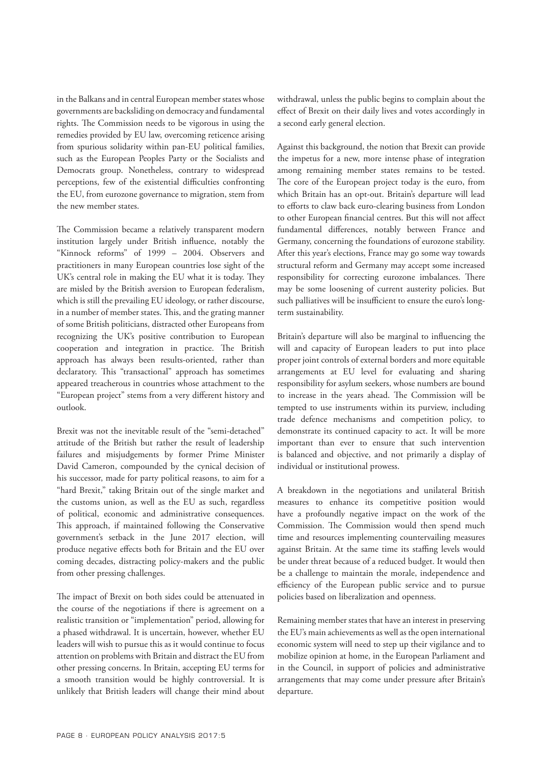in the Balkans and in central European member states whose governments are backsliding on democracy and fundamental rights. The Commission needs to be vigorous in using the remedies provided by EU law, overcoming reticence arising from spurious solidarity within pan-EU political families, such as the European Peoples Party or the Socialists and Democrats group. Nonetheless, contrary to widespread perceptions, few of the existential difficulties confronting the EU, from eurozone governance to migration, stem from the new member states.

The Commission became a relatively transparent modern institution largely under British influence, notably the "Kinnock reforms" of 1999 – 2004. Observers and practitioners in many European countries lose sight of the UK's central role in making the EU what it is today. They are misled by the British aversion to European federalism, which is still the prevailing EU ideology, or rather discourse, in a number of member states. This, and the grating manner of some British politicians, distracted other Europeans from recognizing the UK's positive contribution to European cooperation and integration in practice. The British approach has always been results-oriented, rather than declaratory. This "transactional" approach has sometimes appeared treacherous in countries whose attachment to the "European project" stems from a very different history and outlook.

Brexit was not the inevitable result of the "semi-detached" attitude of the British but rather the result of leadership failures and misjudgements by former Prime Minister David Cameron, compounded by the cynical decision of his successor, made for party political reasons, to aim for a "hard Brexit," taking Britain out of the single market and the customs union, as well as the EU as such, regardless of political, economic and administrative consequences. This approach, if maintained following the Conservative government's setback in the June 2017 election, will produce negative effects both for Britain and the EU over coming decades, distracting policy-makers and the public from other pressing challenges.

The impact of Brexit on both sides could be attenuated in the course of the negotiations if there is agreement on a realistic transition or "implementation" period, allowing for a phased withdrawal. It is uncertain, however, whether EU leaders will wish to pursue this as it would continue to focus attention on problems with Britain and distract the EU from other pressing concerns. In Britain, accepting EU terms for a smooth transition would be highly controversial. It is unlikely that British leaders will change their mind about withdrawal, unless the public begins to complain about the effect of Brexit on their daily lives and votes accordingly in a second early general election.

Against this background, the notion that Brexit can provide the impetus for a new, more intense phase of integration among remaining member states remains to be tested. The core of the European project today is the euro, from which Britain has an opt-out. Britain's departure will lead to efforts to claw back euro-clearing business from London to other European financial centres. But this will not affect fundamental differences, notably between France and Germany, concerning the foundations of eurozone stability. After this year's elections, France may go some way towards structural reform and Germany may accept some increased responsibility for correcting eurozone imbalances. There may be some loosening of current austerity policies. But such palliatives will be insufficient to ensure the euro's long-term sustainability.

Britain's departure will also be marginal to influencing the will and capacity of European leaders to put into place proper joint controls of external borders and more equitable arrangements at EU level for evaluating and sharing responsibility for asylum seekers, whose numbers are bound to increase in the years ahead. The Commission will be tempted to use instruments within its purview, including trade defence mechanisms and competition policy, to demonstrate its continued capacity to act. It will be more important than ever to ensure that such intervention is balanced and objective, and not primarily a display of individual or institutional prowess.

A breakdown in the negotiations and unilateral British measures to enhance its competitive position would have a profoundly negative impact on the work of the Commission. The Commission would then spend much time and resources implementing countervailing measures against Britain. At the same time its staffing levels would be under threat because of a reduced budget. It would then be a challenge to maintain the morale, independence and efficiency of the European public service and to pursue policies based on liberalization and openness.

Remaining member states that have an interest in preserving the EU's main achievements as well as the open international economic system will need to step up their vigilance and to mobilize opinion at home, in the European Parliament and in the Council, in support of policies and administrative arrangements that may come under pressure after Britain's departure.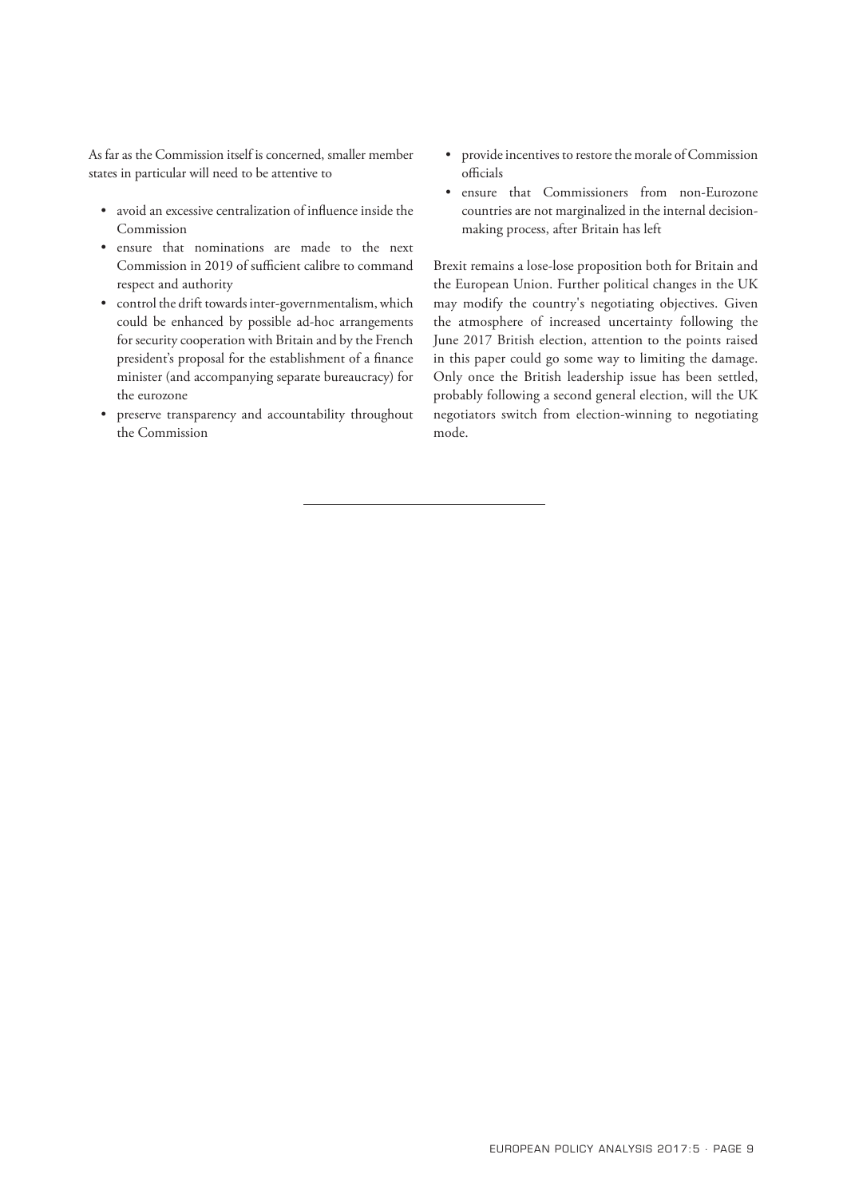As far as the Commission itself is concerned, smaller member states in particular will need to be attentive to

- avoid an excessive centralization of influence inside the Commission
- ensure that nominations are made to the next Commission in 2019 of sufficient calibre to command respect and authority
- control the drift towards inter-governmentalism, which could be enhanced by possible ad-hoc arrangements for security cooperation with Britain and by the French president's proposal for the establishment of a finance minister (and accompanying separate bureaucracy) for the eurozone
- preserve transparency and accountability throughout the Commission
- provide incentives to restore the morale of Commission officials
- ensure that Commissioners from non-Eurozone countries are not marginalized in the internal decision-making process, after Britain has left

Brexit remains a lose-lose proposition both for Britain and the European Union. Further political changes in the UK may modify the country's negotiating objectives. Given the atmosphere of increased uncertainty following the June 2017 British election, attention to the points raised in this paper could go some way to limiting the damage. Only once the British leadership issue has been settled, probably following a second general election, will the UK negotiators switch from election-winning to negotiating mode.

---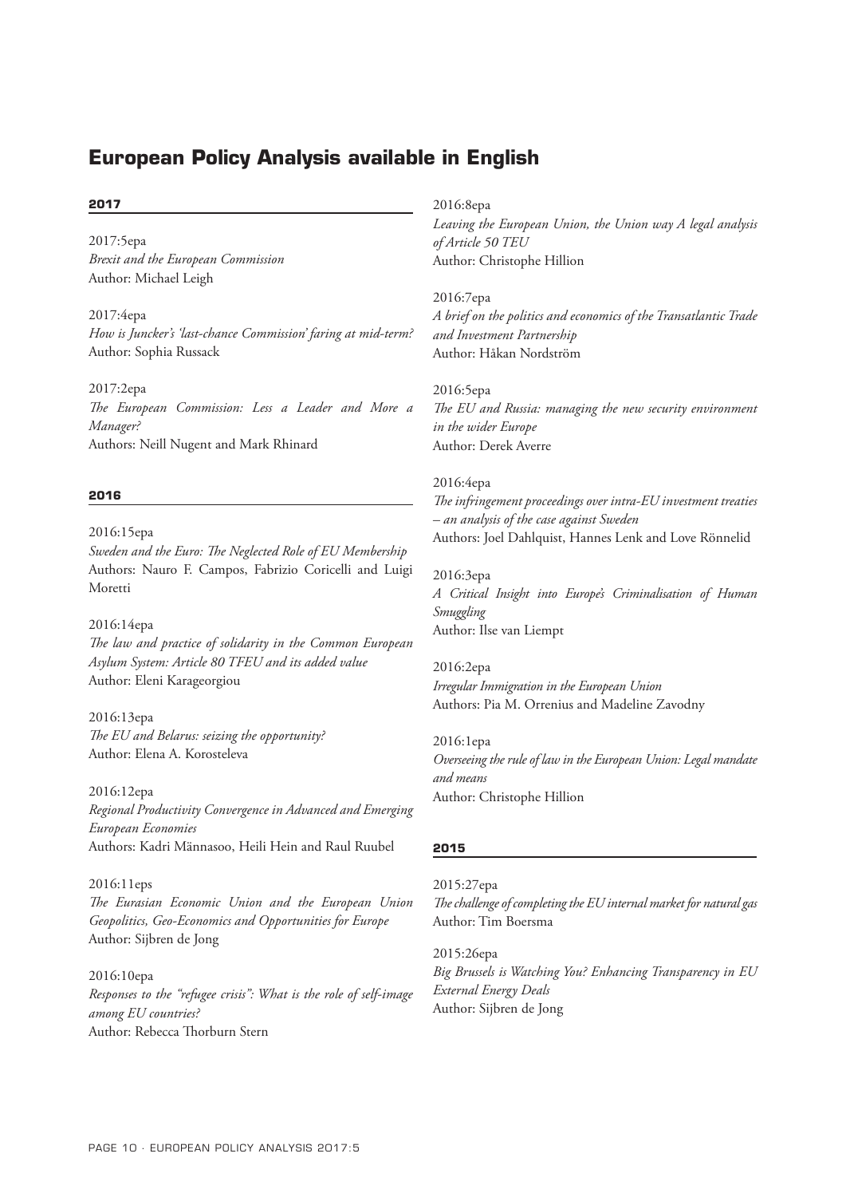## European Policy Analysis available in English

### 2017

2017:5epa
*Brexit and the European Commission*
Author: Michael Leigh

2017:4epa
*How is Juncker's 'last-chance Commission' faring at mid-term?*
Author: Sophia Russack

2017:2epa
*The European Commission: Less a Leader and More a Manager?*
Authors: Neill Nugent and Mark Rhinard

### 2016

2016:15epa
*Sweden and the Euro: The Neglected Role of EU Membership*
Authors: Nauro F. Campos, Fabrizio Coricelli and Luigi Moretti

2016:14epa
*The law and practice of solidarity in the Common European Asylum System: Article 80 TFEU and its added value*
Author: Eleni Karageorgiou

2016:13epa
*The EU and Belarus: seizing the opportunity?*
Author: Elena A. Korosteleva

2016:12epa
*Regional Productivity Convergence in Advanced and Emerging European Economies*
Authors: Kadri Männasoo, Heili Hein and Raul Ruubel

2016:11eps
*The Eurasian Economic Union and the European Union Geopolitics, Geo-Economics and Opportunities for Europe*
Author: Sijbren de Jong

2016:10epa
*Responses to the "refugee crisis": What is the role of self-image among EU countries?*
Author: Rebecca Thorburn Stern

2016:8epa
*Leaving the European Union, the Union way A legal analysis of Article 50 TEU*
Author: Christophe Hillion

2016:7epa
*A brief on the politics and economics of the Transatlantic Trade and Investment Partnership*
Author: Håkan Nordström

2016:5epa
*The EU and Russia: managing the new security environment in the wider Europe*
Author: Derek Averre

2016:4epa
*The infringement proceedings over intra-EU investment treaties – an analysis of the case against Sweden*
Authors: Joel Dahlquist, Hannes Lenk and Love Rönnelid

2016:3epa
*A Critical Insight into Europe's Criminalisation of Human Smuggling*
Author: Ilse van Liempt

2016:2epa
*Irregular Immigration in the European Union*
Authors: Pia M. Orrenius and Madeline Zavodny

2016:1epa
*Overseeing the rule of law in the European Union: Legal mandate and means*
Author: Christophe Hillion

### 2015

2015:27epa
*The challenge of completing the EU internal market for natural gas*
Author: Tim Boersma

2015:26epa
*Big Brussels is Watching You? Enhancing Transparency in EU External Energy Deals*
Author: Sijbren de Jong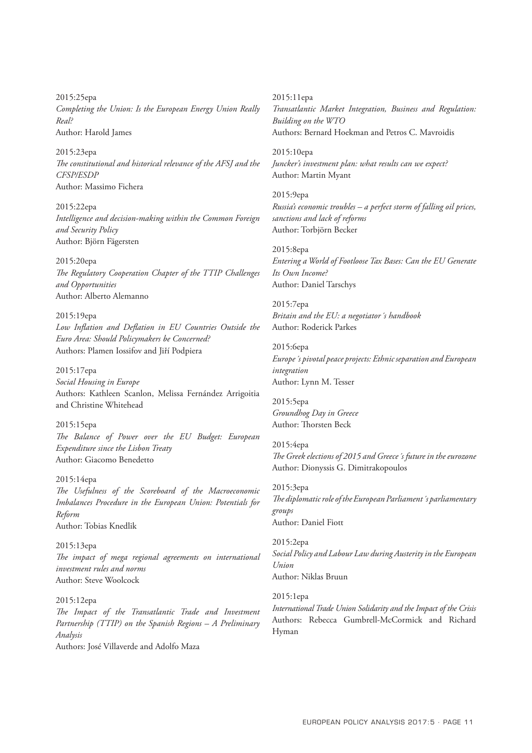2015:25epa
*Completing the Union: Is the European Energy Union Really Real?*
Author: Harold James

2015:23epa
*The constitutional and historical relevance of the AFSJ and the CFSP/ESDP*
Author: Massimo Fichera

2015:22epa
*Intelligence and decision-making within the Common Foreign and Security Policy*
Author: Björn Fägersten

2015:20epa
*The Regulatory Cooperation Chapter of the TTIP Challenges and Opportunities*
Author: Alberto Alemanno

2015:19epa
*Low Inflation and Deflation in EU Countries Outside the Euro Area: Should Policymakers be Concerned?*
Authors: Plamen Iossifov and Jiří Podpiera

2015:17epa
*Social Housing in Europe*
Authors: Kathleen Scanlon, Melissa Fernández Arrigoitia and Christine Whitehead

2015:15epa
*The Balance of Power over the EU Budget: European Expenditure since the Lisbon Treaty*
Author: Giacomo Benedetto

2015:14epa
*The Usefulness of the Scoreboard of the Macroeconomic Imbalances Procedure in the European Union: Potentials for Reform*
Author: Tobias Knedlik

2015:13epa
*The impact of mega regional agreements on international investment rules and norms*
Author: Steve Woolcock

2015:12epa
*The Impact of the Transatlantic Trade and Investment Partnership (TTIP) on the Spanish Regions – A Preliminary Analysis*
Authors: José Villaverde and Adolfo Maza

2015:11epa
*Transatlantic Market Integration, Business and Regulation: Building on the WTO*
Authors: Bernard Hoekman and Petros C. Mavroidis

2015:10epa
*Juncker's investment plan: what results can we expect?*
Author: Martin Myant

2015:9epa
*Russia's economic troubles – a perfect storm of falling oil prices, sanctions and lack of reforms*
Author: Torbjörn Becker

2015:8epa
*Entering a World of Footloose Tax Bases: Can the EU Generate Its Own Income?*
Author: Daniel Tarschys

2015:7epa
*Britain and the EU: a negotiator´s handbook*
Author: Roderick Parkes

2015:6epa
*Europe´s pivotal peace projects: Ethnic separation and European integration*
Author: Lynn M. Tesser

2015:5epa
*Groundhog Day in Greece*
Author: Thorsten Beck

2015:4epa
*The Greek elections of 2015 and Greece´s future in the eurozone*
Author: Dionyssis G. Dimitrakopoulos

2015:3epa
*The diplomatic role of the European Parliament´s parliamentary groups*
Author: Daniel Fiott

2015:2epa
*Social Policy and Labour Law during Austerity in the European Union*
Author: Niklas Bruun

2015:1epa
*International Trade Union Solidarity and the Impact of the Crisis*
Authors: Rebecca Gumbrell-McCormick and Richard Hyman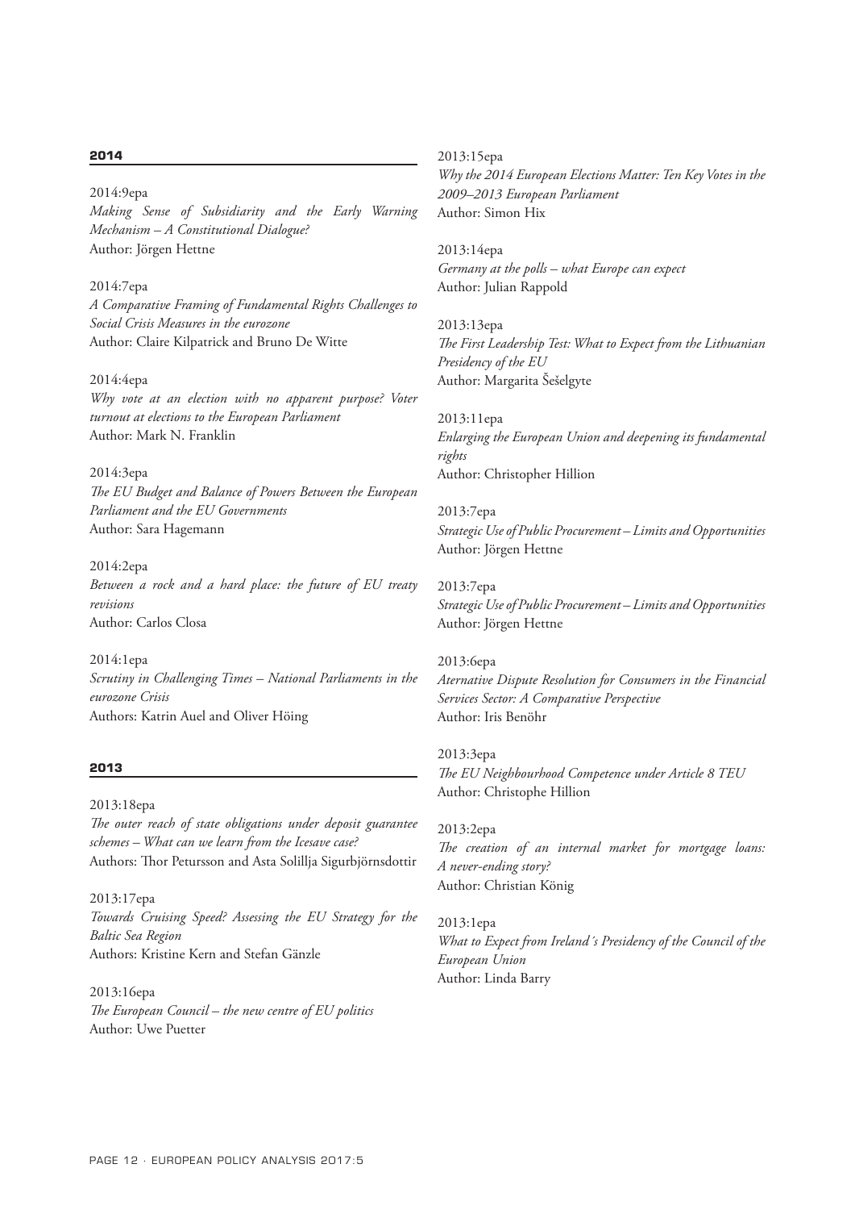## 2014

2014:9epa
*Making Sense of Subsidiarity and the Early Warning Mechanism – A Constitutional Dialogue?*
Author: Jörgen Hettne

2014:7epa
*A Comparative Framing of Fundamental Rights Challenges to Social Crisis Measures in the eurozone*
Author: Claire Kilpatrick and Bruno De Witte

2014:4epa
*Why vote at an election with no apparent purpose? Voter turnout at elections to the European Parliament*
Author: Mark N. Franklin

2014:3epa
*The EU Budget and Balance of Powers Between the European Parliament and the EU Governments*
Author: Sara Hagemann

2014:2epa
*Between a rock and a hard place: the future of EU treaty revisions*
Author: Carlos Closa

2014:1epa
*Scrutiny in Challenging Times – National Parliaments in the eurozone Crisis*
Authors: Katrin Auel and Oliver Höing

## 2013

2013:18epa
*The outer reach of state obligations under deposit guarantee schemes – What can we learn from the Icesave case?*
Authors: Thor Petursson and Asta Solillja Sigurbjörnsdottir

2013:17epa
*Towards Cruising Speed? Assessing the EU Strategy for the Baltic Sea Region*
Authors: Kristine Kern and Stefan Gänzle

2013:16epa
*The European Council – the new centre of EU politics*
Author: Uwe Puetter

2013:15epa
*Why the 2014 European Elections Matter: Ten Key Votes in the 2009–2013 European Parliament*
Author: Simon Hix

2013:14epa
*Germany at the polls – what Europe can expect*
Author: Julian Rappold

2013:13epa
*The First Leadership Test: What to Expect from the Lithuanian Presidency of the EU*
Author: Margarita Šešelgyte

2013:11epa
*Enlarging the European Union and deepening its fundamental rights*
Author: Christopher Hillion

2013:7epa
*Strategic Use of Public Procurement – Limits and Opportunities*
Author: Jörgen Hettne

2013:7epa
*Strategic Use of Public Procurement – Limits and Opportunities*
Author: Jörgen Hettne

2013:6epa
*Aternative Dispute Resolution for Consumers in the Financial Services Sector: A Comparative Perspective*
Author: Iris Benöhr

2013:3epa
*The EU Neighbourhood Competence under Article 8 TEU*
Author: Christophe Hillion

2013:2epa
*The creation of an internal market for mortgage loans: A never-ending story?*
Author: Christian König

2013:1epa
*What to Expect from Ireland´s Presidency of the Council of the European Union*
Author: Linda Barry